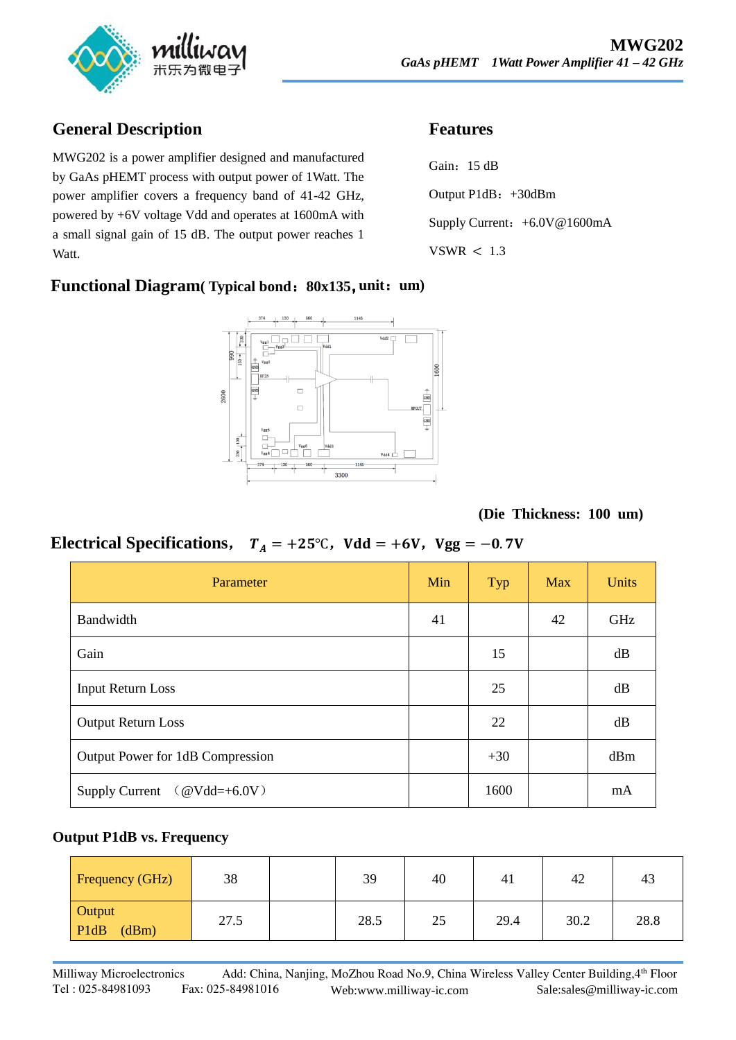# MWG202

*GaAs pHEMT 1Watt Power Amplifier 41 – 42 GHz*

## General Description

MWG202 is a power amplifier designed and manufactured by GaAs pHEMT process with output power of 1Watt. The power amplifier covers a frequency band of 41-42 GHz, powered by +6V voltage Vdd and operates at 1600mA with a small signal gain of 15 dB. The output power reaches 1 Watt.

## Features

Gain：15 dB

Output P1dB：+30dBm

Supply Current：+6.0V@1600mA

VSWR ＜ 1.3

## Functional Diagram( Typical bond：80x135，unit：um)

**(Die Thickness: 100 um)**

## Electrical Specifications， $T_A = +25℃$，Vdd = +6V，Vgg = −0.7V

| Parameter | Min | Typ | Max | Units |
|---|---|---|---|---|
| Bandwidth | 41 | | 42 | GHz |
| Gain | | 15 | | dB |
| Input Return Loss | | 25 | | dB |
| Output Return Loss | | 22 | | dB |
| Output Power for 1dB Compression | | +30 | | dBm |
| Supply Current （@Vdd=+6.0V） | | 1600 | | mA |

### Output P1dB vs. Frequency

| Frequency (GHz) | 38 | | 39 | 40 | 41 | 42 | 43 |
|---|---|---|---|---|---|---|---|
| Output P1dB (dBm) | 27.5 | | 28.5 | 25 | 29.4 | 30.2 | 28.8 |

Milliway Microelectronics Add: China, Nanjing, MoZhou Road No.9, China Wireless Valley Center Building,4th Floor
Tel : 025-84981093 Fax: 025-84981016 Web:www.milliway-ic.com Sale:sales@milliway-ic.com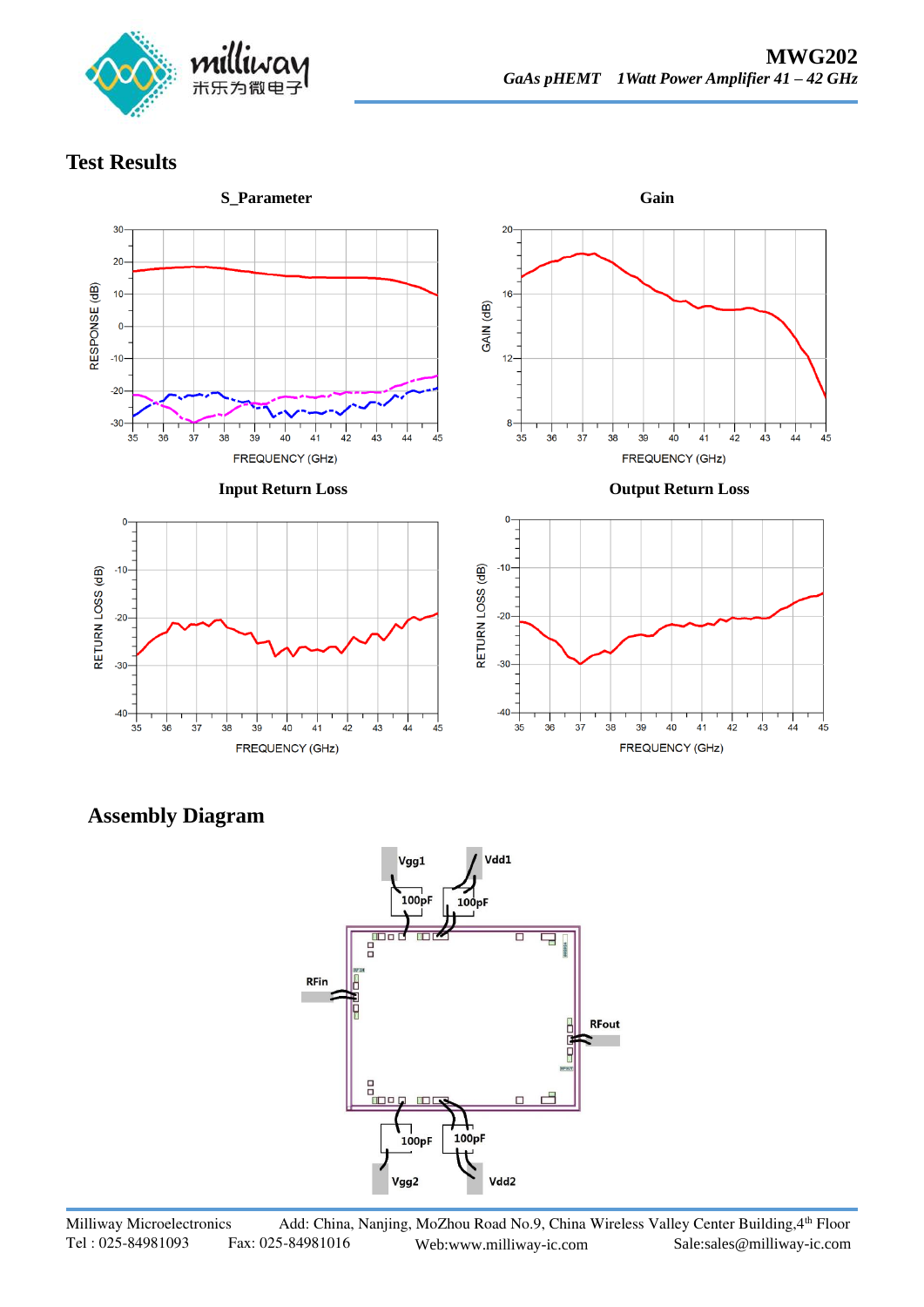## Test Results

**S_Parameter**

RESPONSE (dB)

30
20
10
0
-10
-20
-30

35 36 37 38 39 40 41 42 43 44 45

FREQUENCY (GHz)

**Gain**

GAIN (dB)

20
16
12
8

35 36 37 38 39 40 41 42 43 44 45

FREQUENCY (GHz)

**Input Return Loss**

RETURN LOSS (dB)

0
-10
-20
-30
-40

35 36 37 38 39 40 41 42 43 44 45

FREQUENCY (GHz)

**Output Return Loss**

RETURN LOSS (dB)

0
-10
-20
-30
-40

35 36 37 38 39 40 41 42 43 44 45

FREQUENCY (GHz)

## Assembly Diagram

Vgg1
Vdd1
100pF
100pF
RFin
RFout
100pF
100pF
Vgg2
Vdd2

Milliway Microelectronics    Add: China, Nanjing, MoZhou Road No.9, China Wireless Valley Center Building,4th Floor
Tel : 025-84981093    Fax: 025-84981016    Web:www.milliway-ic.com    Sale:sales@milliway-ic.com